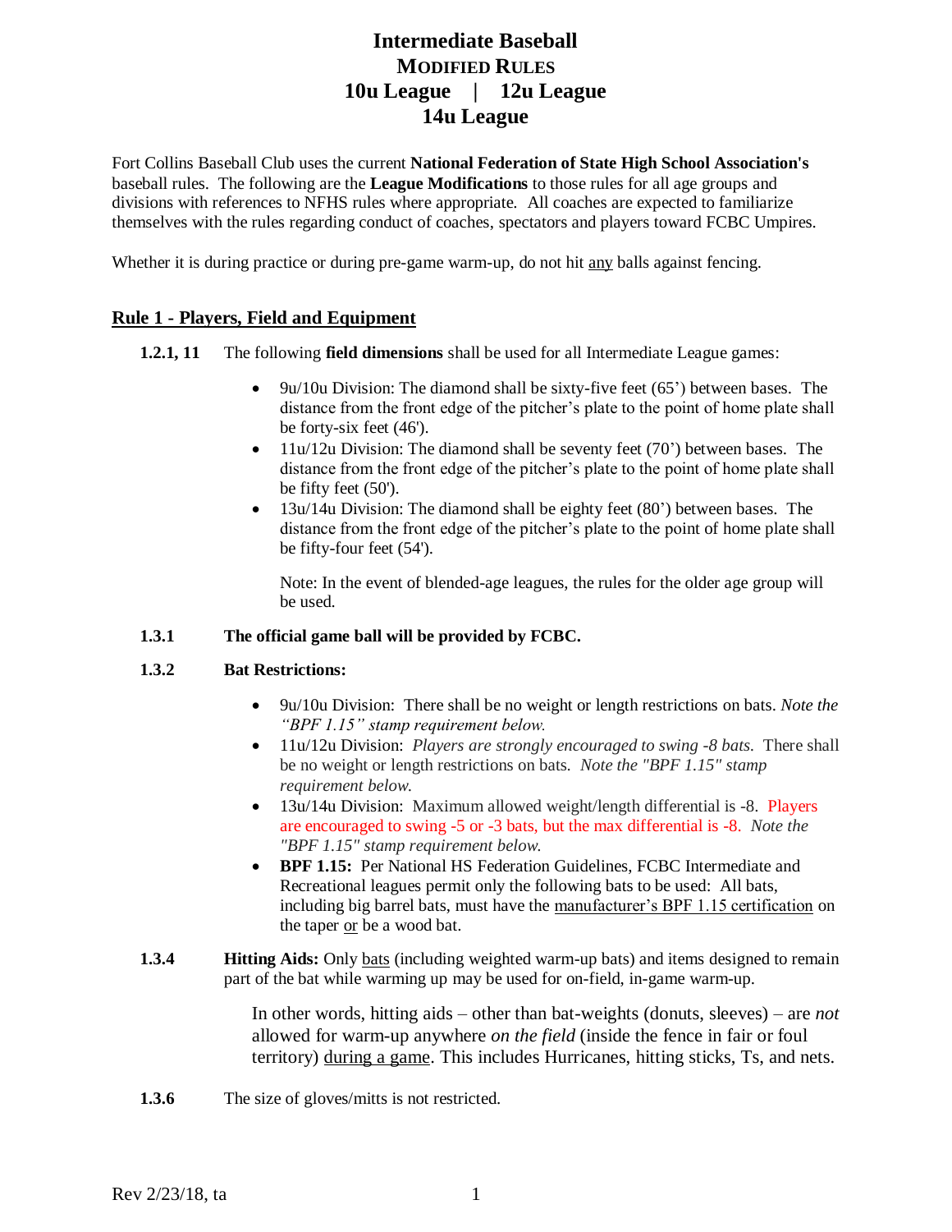# Intermediate Baseball

## Modified Rules

## 10u League | 12u League

## 14u League

Fort Collins Baseball Club uses the current **National Federation of State High School Association's** baseball rules. The following are the **League Modifications** to those rules for all age groups and divisions with references to NFHS rules where appropriate. All coaches are expected to familiarize themselves with the rules regarding conduct of coaches, spectators and players toward FCBC Umpires.

Whether it is during practice or during pre-game warm-up, do not hit any balls against fencing.

## Rule 1 - Players, Field and Equipment

**1.2.1, 11** The following **field dimensions** shall be used for all Intermediate League games:

- 9u/10u Division: The diamond shall be sixty-five feet (65') between bases. The distance from the front edge of the pitcher's plate to the point of home plate shall be forty-six feet (46').
- 11u/12u Division: The diamond shall be seventy feet (70') between bases. The distance from the front edge of the pitcher's plate to the point of home plate shall be fifty feet (50').
- 13u/14u Division: The diamond shall be eighty feet (80') between bases. The distance from the front edge of the pitcher's plate to the point of home plate shall be fifty-four feet (54').

  Note: In the event of blended-age leagues, the rules for the older age group will be used.

**1.3.1 The official game ball will be provided by FCBC.**

**1.3.2 Bat Restrictions:**

- 9u/10u Division: There shall be no weight or length restrictions on bats. *Note the "BPF 1.15" stamp requirement below.*
- 11u/12u Division: *Players are strongly encouraged to swing -8 bats.* There shall be no weight or length restrictions on bats. *Note the "BPF 1.15" stamp requirement below.*
- 13u/14u Division: Maximum allowed weight/length differential is -8. Players are encouraged to swing -5 or -3 bats, but the max differential is -8. *Note the "BPF 1.15" stamp requirement below.*
- **BPF 1.15:** Per National HS Federation Guidelines, FCBC Intermediate and Recreational leagues permit only the following bats to be used: All bats, including big barrel bats, must have the manufacturer's BPF 1.15 certification on the taper or be a wood bat.

**1.3.4 Hitting Aids:** Only bats (including weighted warm-up bats) and items designed to remain part of the bat while warming up may be used for on-field, in-game warm-up.

In other words, hitting aids – other than bat-weights (donuts, sleeves) – are *not* allowed for warm-up anywhere *on the field* (inside the fence in fair or foul territory) during a game. This includes Hurricanes, hitting sticks, Ts, and nets.

**1.3.6** The size of gloves/mitts is not restricted.

Rev 2/23/18, ta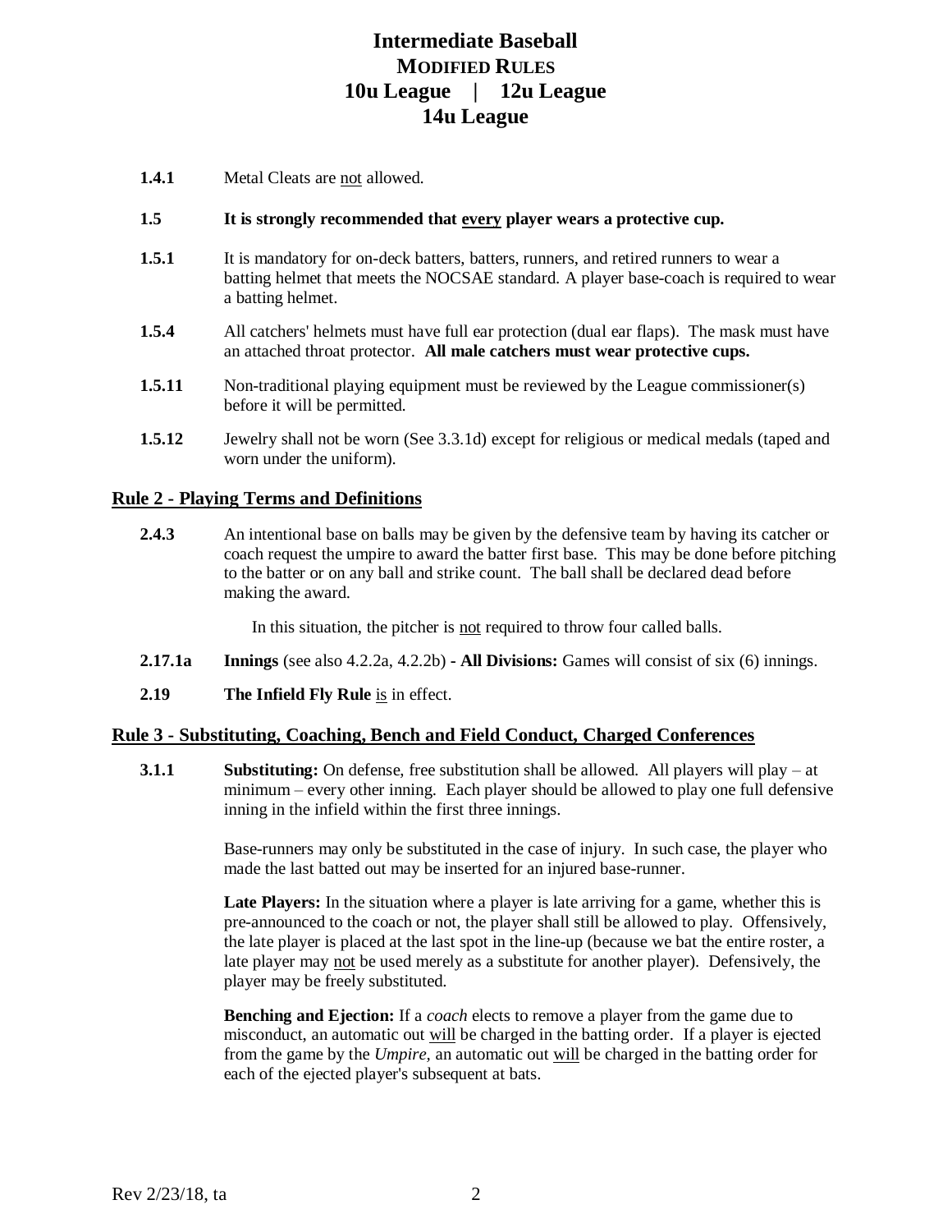**1.4.1** Metal Cleats are not allowed.

**1.5 It is strongly recommended that every player wears a protective cup.**

**1.5.1** It is mandatory for on-deck batters, batters, runners, and retired runners to wear a batting helmet that meets the NOCSAE standard. A player base-coach is required to wear a batting helmet.

**1.5.4** All catchers' helmets must have full ear protection (dual ear flaps). The mask must have an attached throat protector. **All male catchers must wear protective cups.**

**1.5.11** Non-traditional playing equipment must be reviewed by the League commissioner(s) before it will be permitted.

**1.5.12** Jewelry shall not be worn (See 3.3.1d) except for religious or medical medals (taped and worn under the uniform).

## Rule 2 - Playing Terms and Definitions

**2.4.3** An intentional base on balls may be given by the defensive team by having its catcher or coach request the umpire to award the batter first base. This may be done before pitching to the batter or on any ball and strike count. The ball shall be declared dead before making the award.

In this situation, the pitcher is not required to throw four called balls.

**2.17.1a Innings** (see also 4.2.2a, 4.2.2b) **- All Divisions:** Games will consist of six (6) innings.

**2.19 The Infield Fly Rule** is in effect.

## Rule 3 - Substituting, Coaching, Bench and Field Conduct, Charged Conferences

**3.1.1 Substituting:** On defense, free substitution shall be allowed. All players will play – at minimum – every other inning. Each player should be allowed to play one full defensive inning in the infield within the first three innings.

Base-runners may only be substituted in the case of injury. In such case, the player who made the last batted out may be inserted for an injured base-runner.

**Late Players:** In the situation where a player is late arriving for a game, whether this is pre-announced to the coach or not, the player shall still be allowed to play. Offensively, the late player is placed at the last spot in the line-up (because we bat the entire roster, a late player may not be used merely as a substitute for another player). Defensively, the player may be freely substituted.

**Benching and Ejection:** If a *coach* elects to remove a player from the game due to misconduct, an automatic out will be charged in the batting order. If a player is ejected from the game by the *Umpire*, an automatic out will be charged in the batting order for each of the ejected player's subsequent at bats.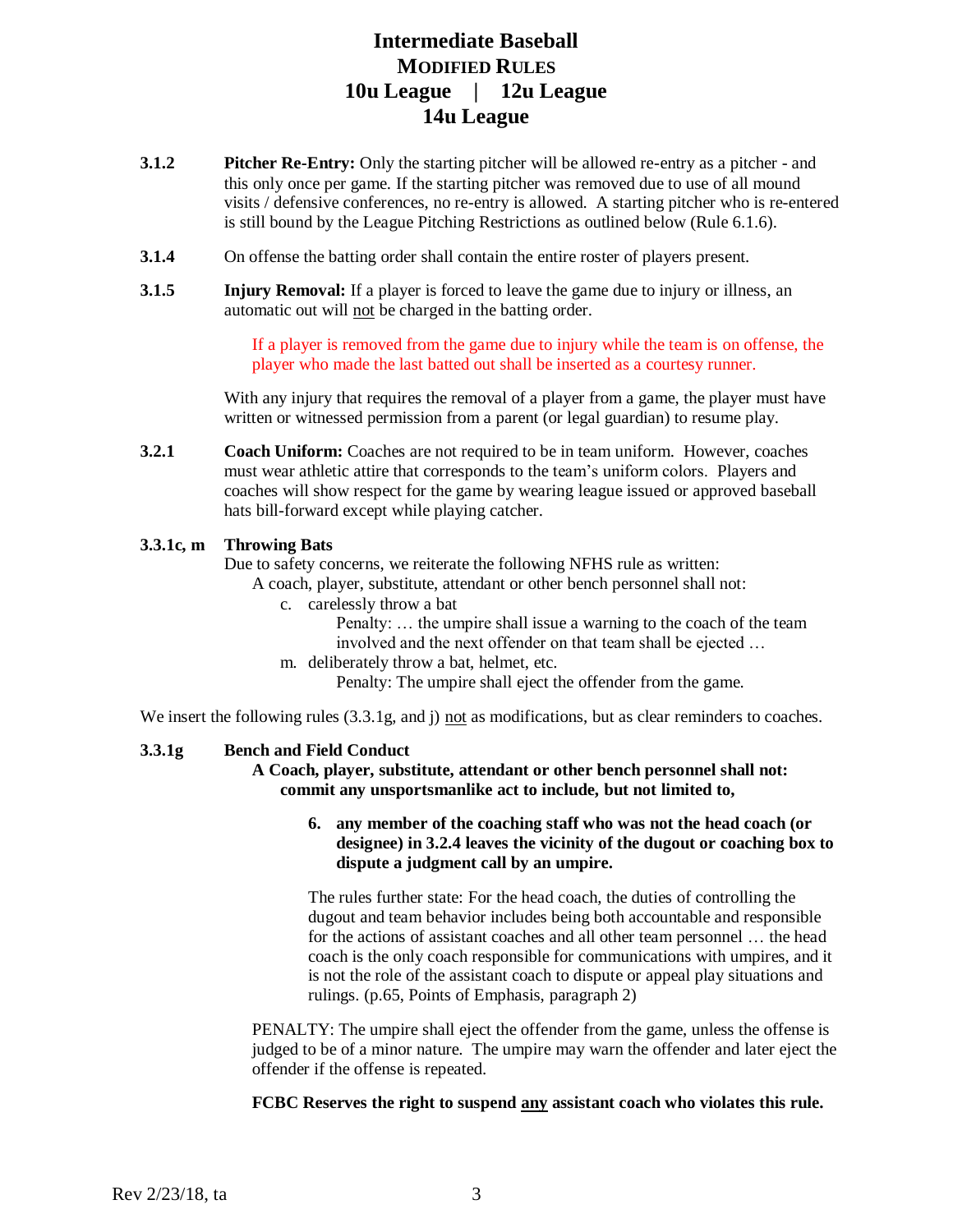# Intermediate Baseball

## MODIFIED RULES

## 10u League | 12u League

## 14u League

**3.1.2** **Pitcher Re-Entry:** Only the starting pitcher will be allowed re-entry as a pitcher - and this only once per game. If the starting pitcher was removed due to use of all mound visits / defensive conferences, no re-entry is allowed. A starting pitcher who is re-entered is still bound by the League Pitching Restrictions as outlined below (Rule 6.1.6).

**3.1.4** On offense the batting order shall contain the entire roster of players present.

**3.1.5** **Injury Removal:** If a player is forced to leave the game due to injury or illness, an automatic out will not be charged in the batting order.

> If a player is removed from the game due to injury while the team is on offense, the player who made the last batted out shall be inserted as a courtesy runner.

With any injury that requires the removal of a player from a game, the player must have written or witnessed permission from a parent (or legal guardian) to resume play.

**3.2.1** **Coach Uniform:** Coaches are not required to be in team uniform. However, coaches must wear athletic attire that corresponds to the team's uniform colors. Players and coaches will show respect for the game by wearing league issued or approved baseball hats bill-forward except while playing catcher.

**3.3.1c, m** **Throwing Bats**

Due to safety concerns, we reiterate the following NFHS rule as written:

A coach, player, substitute, attendant or other bench personnel shall not:

c. carelessly throw a bat

   Penalty: … the umpire shall issue a warning to the coach of the team involved and the next offender on that team shall be ejected …

m. deliberately throw a bat, helmet, etc.

   Penalty: The umpire shall eject the offender from the game.

We insert the following rules (3.3.1g, and j) not as modifications, but as clear reminders to coaches.

**3.3.1g** **Bench and Field Conduct**

**A Coach, player, substitute, attendant or other bench personnel shall not: commit any unsportsmanlike act to include, but not limited to,**

6. **any member of the coaching staff who was not the head coach (or designee) in 3.2.4 leaves the vicinity of the dugout or coaching box to dispute a judgment call by an umpire.**

The rules further state: For the head coach, the duties of controlling the dugout and team behavior includes being both accountable and responsible for the actions of assistant coaches and all other team personnel … the head coach is the only coach responsible for communications with umpires, and it is not the role of the assistant coach to dispute or appeal play situations and rulings. (p.65, Points of Emphasis, paragraph 2)

PENALTY: The umpire shall eject the offender from the game, unless the offense is judged to be of a minor nature. The umpire may warn the offender and later eject the offender if the offense is repeated.

**FCBC Reserves the right to suspend any assistant coach who violates this rule.**

Rev 2/23/18, ta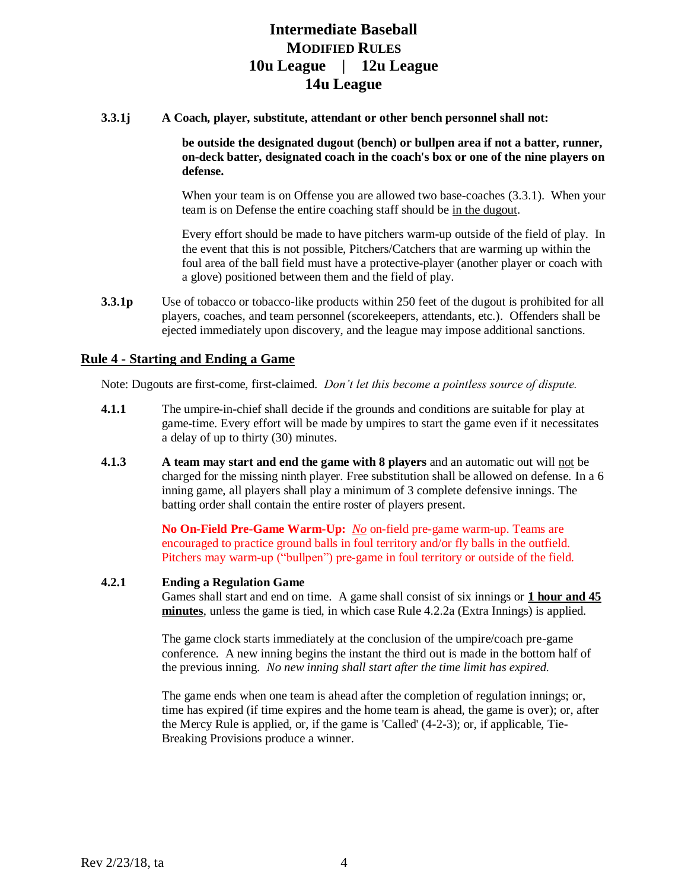**3.3.1j** **A Coach, player, substitute, attendant or other bench personnel shall not:**

**be outside the designated dugout (bench) or bullpen area if not a batter, runner, on-deck batter, designated coach in the coach's box or one of the nine players on defense.**

When your team is on Offense you are allowed two base-coaches (3.3.1). When your team is on Defense the entire coaching staff should be <u>in the dugout</u>.

Every effort should be made to have pitchers warm-up outside of the field of play. In the event that this is not possible, Pitchers/Catchers that are warming up within the foul area of the ball field must have a protective-player (another player or coach with a glove) positioned between them and the field of play.

**3.3.1p** Use of tobacco or tobacco-like products within 250 feet of the dugout is prohibited for all players, coaches, and team personnel (scorekeepers, attendants, etc.). Offenders shall be ejected immediately upon discovery, and the league may impose additional sanctions.

## Rule 4 - Starting and Ending a Game

Note: Dugouts are first-come, first-claimed. *Don't let this become a pointless source of dispute.*

**4.1.1** The umpire-in-chief shall decide if the grounds and conditions are suitable for play at game-time. Every effort will be made by umpires to start the game even if it necessitates a delay of up to thirty (30) minutes.

**4.1.3** **A team may start and end the game with 8 players** and an automatic out will <u>not</u> be charged for the missing ninth player. Free substitution shall be allowed on defense. In a 6 inning game, all players shall play a minimum of 3 complete defensive innings. The batting order shall contain the entire roster of players present.

**No On-Field Pre-Game Warm-Up:** <u>*No*</u> on-field pre-game warm-up. Teams are encouraged to practice ground balls in foul territory and/or fly balls in the outfield. Pitchers may warm-up ("bullpen") pre-game in foul territory or outside of the field.

**4.2.1** **Ending a Regulation Game**

Games shall start and end on time. A game shall consist of six innings or **<u>1 hour and 45 minutes</u>**, unless the game is tied, in which case Rule 4.2.2a (Extra Innings) is applied.

The game clock starts immediately at the conclusion of the umpire/coach pre-game conference. A new inning begins the instant the third out is made in the bottom half of the previous inning. *No new inning shall start after the time limit has expired.*

The game ends when one team is ahead after the completion of regulation innings; or, time has expired (if time expires and the home team is ahead, the game is over); or, after the Mercy Rule is applied, or, if the game is 'Called' (4-2-3); or, if applicable, Tie-Breaking Provisions produce a winner.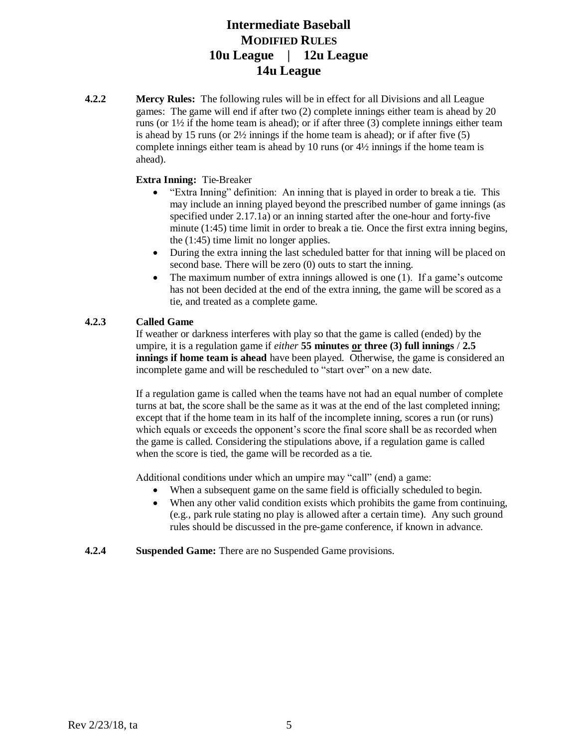# Intermediate Baseball
## MODIFIED RULES
## 10u League | 12u League
## 14u League

**4.2.2 Mercy Rules:** The following rules will be in effect for all Divisions and all League games: The game will end if after two (2) complete innings either team is ahead by 20 runs (or 1½ if the home team is ahead); or if after three (3) complete innings either team is ahead by 15 runs (or 2½ innings if the home team is ahead); or if after five (5) complete innings either team is ahead by 10 runs (or 4½ innings if the home team is ahead).

**Extra Inning:** Tie-Breaker

- "Extra Inning" definition: An inning that is played in order to break a tie. This may include an inning played beyond the prescribed number of game innings (as specified under 2.17.1a) or an inning started after the one-hour and forty-five minute (1:45) time limit in order to break a tie. Once the first extra inning begins, the (1:45) time limit no longer applies.
- During the extra inning the last scheduled batter for that inning will be placed on second base. There will be zero (0) outs to start the inning.
- The maximum number of extra innings allowed is one (1). If a game's outcome has not been decided at the end of the extra inning, the game will be scored as a tie, and treated as a complete game.

**4.2.3 Called Game**

If weather or darkness interferes with play so that the game is called (ended) by the umpire, it is a regulation game if *either* **55 minutes or three (3) full innings** / **2.5 innings if home team is ahead** have been played. Otherwise, the game is considered an incomplete game and will be rescheduled to "start over" on a new date.

If a regulation game is called when the teams have not had an equal number of complete turns at bat, the score shall be the same as it was at the end of the last completed inning; except that if the home team in its half of the incomplete inning, scores a run (or runs) which equals or exceeds the opponent's score the final score shall be as recorded when the game is called. Considering the stipulations above, if a regulation game is called when the score is tied, the game will be recorded as a tie.

Additional conditions under which an umpire may "call" (end) a game:

- When a subsequent game on the same field is officially scheduled to begin.
- When any other valid condition exists which prohibits the game from continuing, (e.g., park rule stating no play is allowed after a certain time). Any such ground rules should be discussed in the pre-game conference, if known in advance.

**4.2.4 Suspended Game:** There are no Suspended Game provisions.

Rev 2/23/18, ta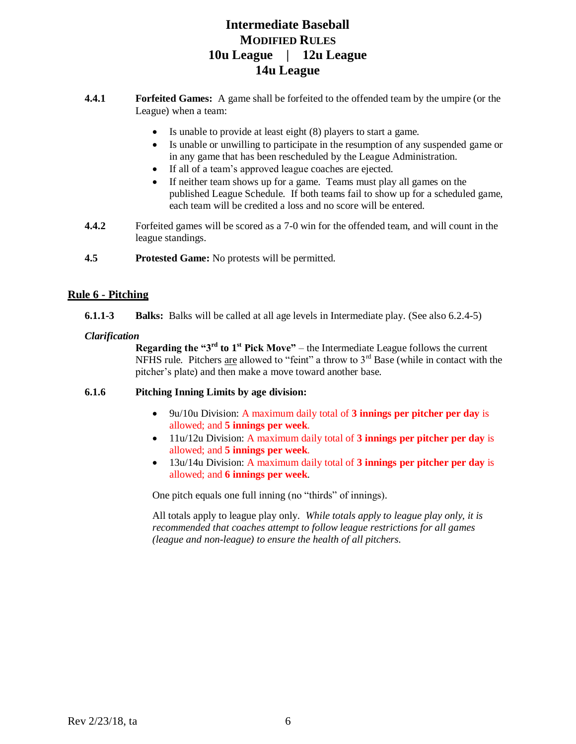# Intermediate Baseball
## MODIFIED RULES
## 10u League | 12u League
## 14u League

**4.4.1** **Forfeited Games:** A game shall be forfeited to the offended team by the umpire (or the League) when a team:

- Is unable to provide at least eight (8) players to start a game.
- Is unable or unwilling to participate in the resumption of any suspended game or in any game that has been rescheduled by the League Administration.
- If all of a team's approved league coaches are ejected.
- If neither team shows up for a game. Teams must play all games on the published League Schedule. If both teams fail to show up for a scheduled game, each team will be credited a loss and no score will be entered.

**4.4.2** Forfeited games will be scored as a 7-0 win for the offended team, and will count in the league standings.

**4.5** **Protested Game:** No protests will be permitted.

## Rule 6 - Pitching

**6.1.1-3** **Balks:** Balks will be called at all age levels in Intermediate play. (See also 6.2.4-5)

***Clarification***

**Regarding the "3rd to 1st Pick Move"** – the Intermediate League follows the current NFHS rule. Pitchers are allowed to "feint" a throw to 3rd Base (while in contact with the pitcher's plate) and then make a move toward another base.

**6.1.6** **Pitching Inning Limits by age division:**

- 9u/10u Division: A maximum daily total of **3 innings per pitcher per day** is allowed; and **5 innings per week**.
- 11u/12u Division: A maximum daily total of **3 innings per pitcher per day** is allowed; and **5 innings per week**.
- 13u/14u Division: A maximum daily total of **3 innings per pitcher per day** is allowed; and **6 innings per week**.

One pitch equals one full inning (no "thirds" of innings).

All totals apply to league play only. *While totals apply to league play only, it is recommended that coaches attempt to follow league restrictions for all games (league and non-league) to ensure the health of all pitchers.*

Rev 2/23/18, ta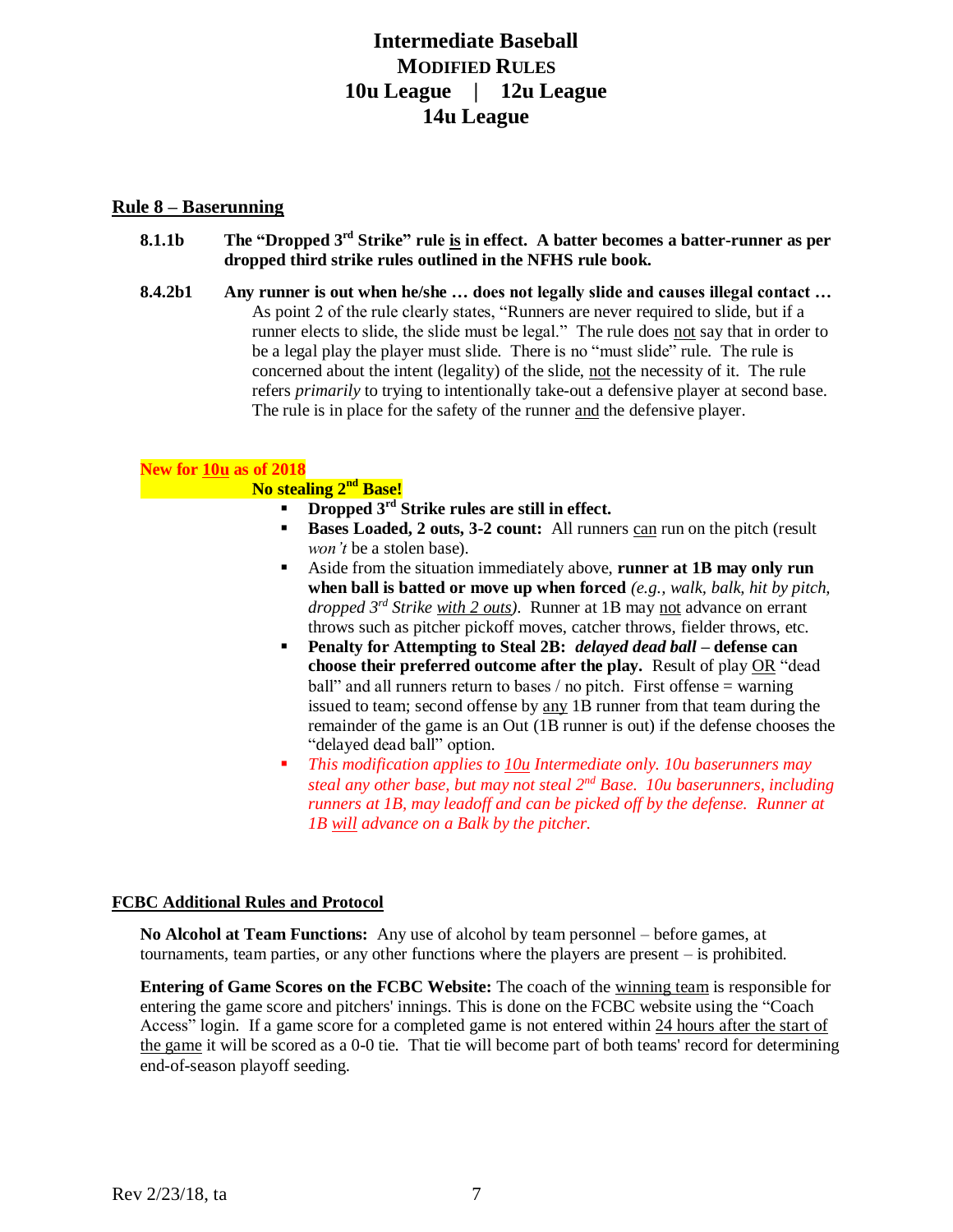# Intermediate Baseball
## MODIFIED RULES
## 10u League | 12u League
## 14u League

### Rule 8 – Baserunning

**8.1.1b** **The "Dropped 3rd Strike" rule is in effect. A batter becomes a batter-runner as per dropped third strike rules outlined in the NFHS rule book.**

**8.4.2b1** **Any runner is out when he/she … does not legally slide and causes illegal contact …** As point 2 of the rule clearly states, "Runners are never required to slide, but if a runner elects to slide, the slide must be legal." The rule does not say that in order to be a legal play the player must slide. There is no "must slide" rule. The rule is concerned about the intent (legality) of the slide, not the necessity of it. The rule refers *primarily* to trying to intentionally take-out a defensive player at second base. The rule is in place for the safety of the runner and the defensive player.

**New for 10u as of 2018**

**No stealing 2nd Base!**

- **Dropped 3rd Strike rules are still in effect.**
- **Bases Loaded, 2 outs, 3-2 count:** All runners can run on the pitch (result *won't* be a stolen base).
- Aside from the situation immediately above, **runner at 1B may only run when ball is batted or move up when forced** *(e.g., walk, balk, hit by pitch, dropped 3rd Strike with 2 outs)*. Runner at 1B may not advance on errant throws such as pitcher pickoff moves, catcher throws, fielder throws, etc.
- **Penalty for Attempting to Steal 2B:** ***delayed dead ball*** **– defense can choose their preferred outcome after the play.** Result of play OR "dead ball" and all runners return to bases / no pitch. First offense = warning issued to team; second offense by any 1B runner from that team during the remainder of the game is an Out (1B runner is out) if the defense chooses the "delayed dead ball" option.
- *This modification applies to 10u Intermediate only. 10u baserunners may steal any other base, but may not steal 2nd Base. 10u baserunners, including runners at 1B, may leadoff and can be picked off by the defense. Runner at 1B will advance on a Balk by the pitcher.*

### FCBC Additional Rules and Protocol

**No Alcohol at Team Functions:** Any use of alcohol by team personnel – before games, at tournaments, team parties, or any other functions where the players are present – is prohibited.

**Entering of Game Scores on the FCBC Website:** The coach of the winning team is responsible for entering the game score and pitchers' innings. This is done on the FCBC website using the "Coach Access" login. If a game score for a completed game is not entered within 24 hours after the start of the game it will be scored as a 0-0 tie. That tie will become part of both teams' record for determining end-of-season playoff seeding.

Rev 2/23/18, ta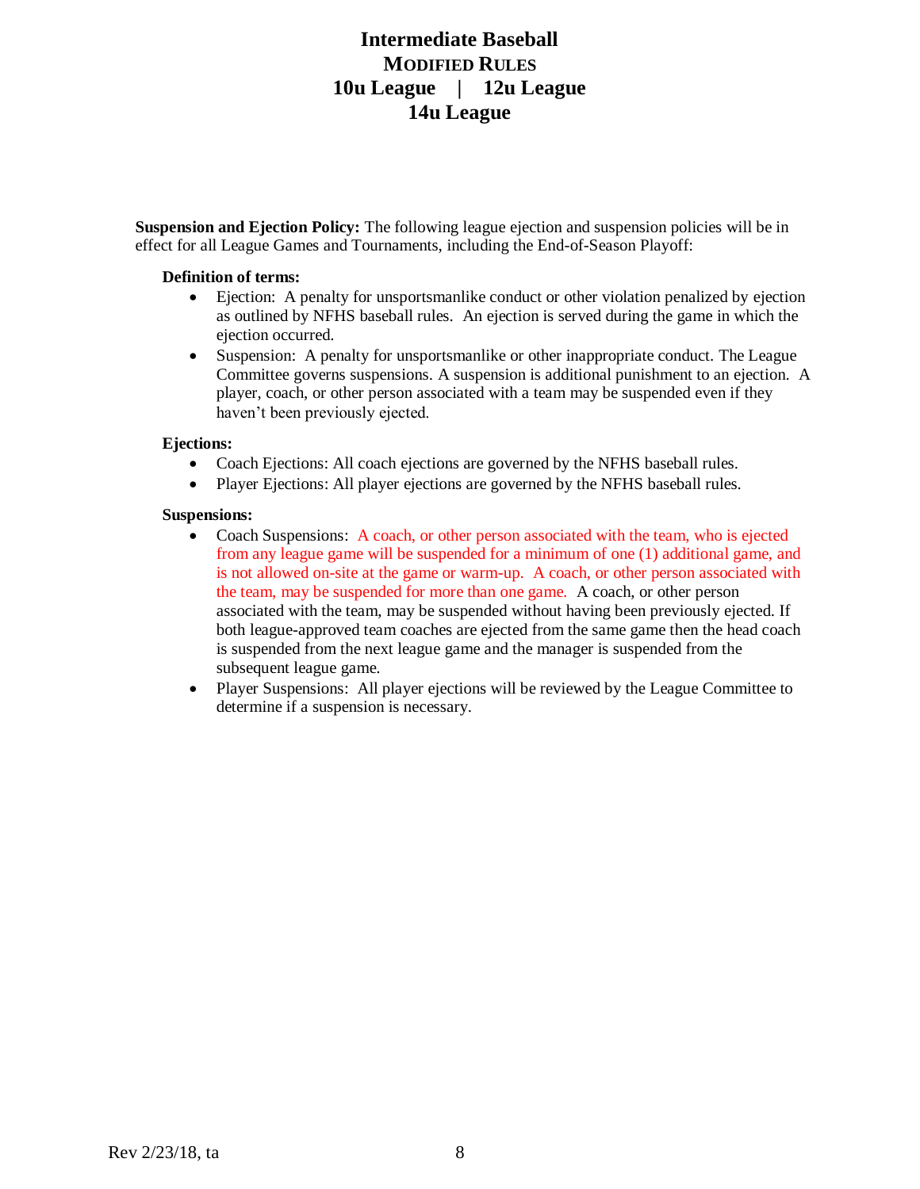# Intermediate Baseball

## MODIFIED RULES

## 10u League | 12u League

## 14u League

**Suspension and Ejection Policy:** The following league ejection and suspension policies will be in effect for all League Games and Tournaments, including the End-of-Season Playoff:

**Definition of terms:**

- Ejection: A penalty for unsportsmanlike conduct or other violation penalized by ejection as outlined by NFHS baseball rules. An ejection is served during the game in which the ejection occurred.
- Suspension: A penalty for unsportsmanlike or other inappropriate conduct. The League Committee governs suspensions. A suspension is additional punishment to an ejection. A player, coach, or other person associated with a team may be suspended even if they haven't been previously ejected.

**Ejections:**

- Coach Ejections: All coach ejections are governed by the NFHS baseball rules.
- Player Ejections: All player ejections are governed by the NFHS baseball rules.

**Suspensions:**

- Coach Suspensions: A coach, or other person associated with the team, who is ejected from any league game will be suspended for a minimum of one (1) additional game, and is not allowed on-site at the game or warm-up. A coach, or other person associated with the team, may be suspended for more than one game. A coach, or other person associated with the team, may be suspended without having been previously ejected. If both league-approved team coaches are ejected from the same game then the head coach is suspended from the next league game and the manager is suspended from the subsequent league game.
- Player Suspensions: All player ejections will be reviewed by the League Committee to determine if a suspension is necessary.

Rev 2/23/18, ta